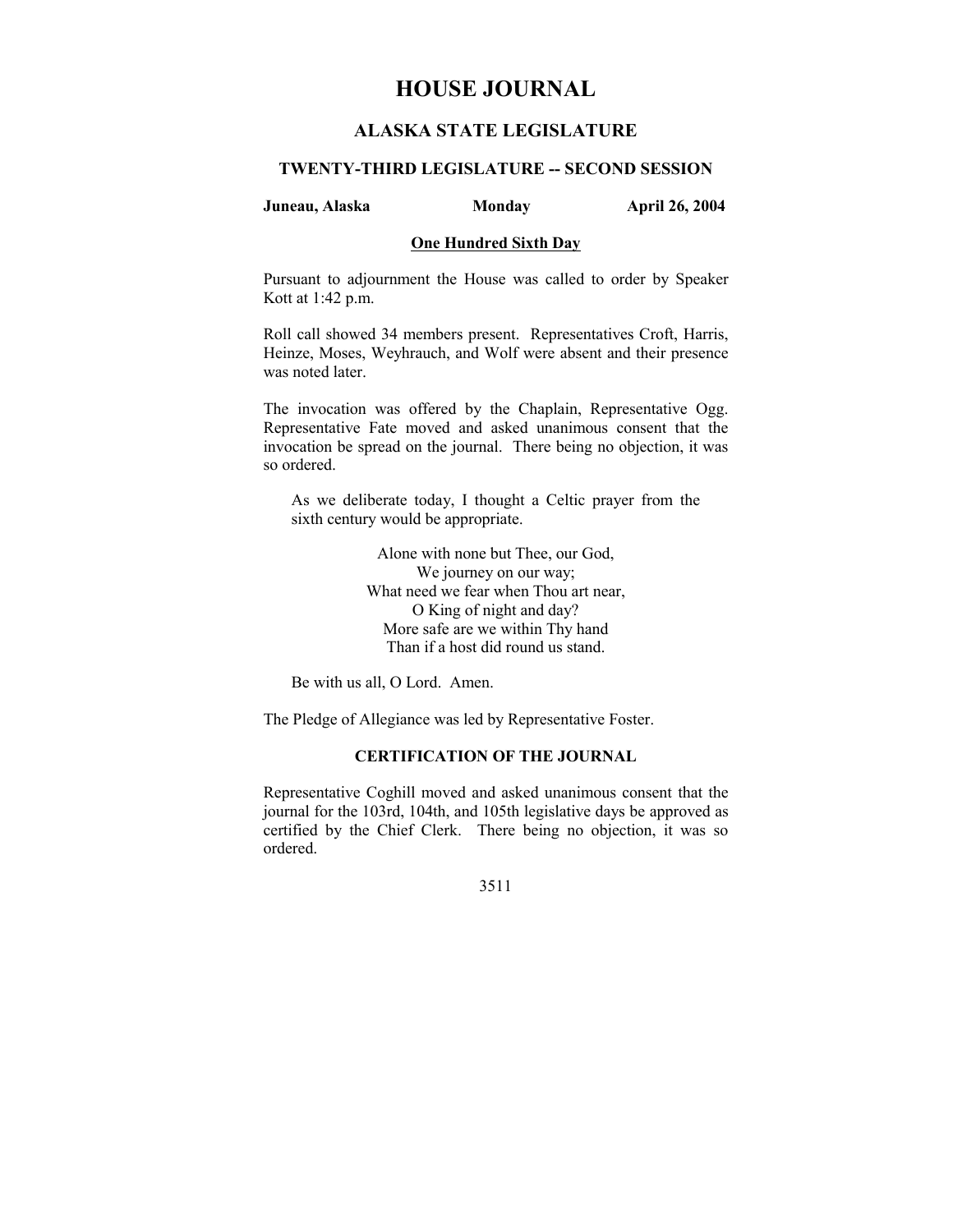# HOUSE JOURNAL

## ALASKA STATE LEGISLATURE

### TWENTY-THIRD LEGISLATURE -- SECOND SESSION

**Juneau, Alaska** **Monday** **April 26, 2004**

**One Hundred Sixth Day**

Pursuant to adjournment the House was called to order by Speaker Kott at 1:42 p.m.

Roll call showed 34 members present. Representatives Croft, Harris, Heinze, Moses, Weyhrauch, and Wolf were absent and their presence was noted later.

The invocation was offered by the Chaplain, Representative Ogg. Representative Fate moved and asked unanimous consent that the invocation be spread on the journal. There being no objection, it was so ordered.

> As we deliberate today, I thought a Celtic prayer from the sixth century would be appropriate.
>
> Alone with none but Thee, our God,
> We journey on our way;
> What need we fear when Thou art near,
> O King of night and day?
> More safe are we within Thy hand
> Than if a host did round us stand.
>
> Be with us all, O Lord. Amen.

The Pledge of Allegiance was led by Representative Foster.

### CERTIFICATION OF THE JOURNAL

Representative Coghill moved and asked unanimous consent that the journal for the 103rd, 104th, and 105th legislative days be approved as certified by the Chief Clerk. There being no objection, it was so ordered.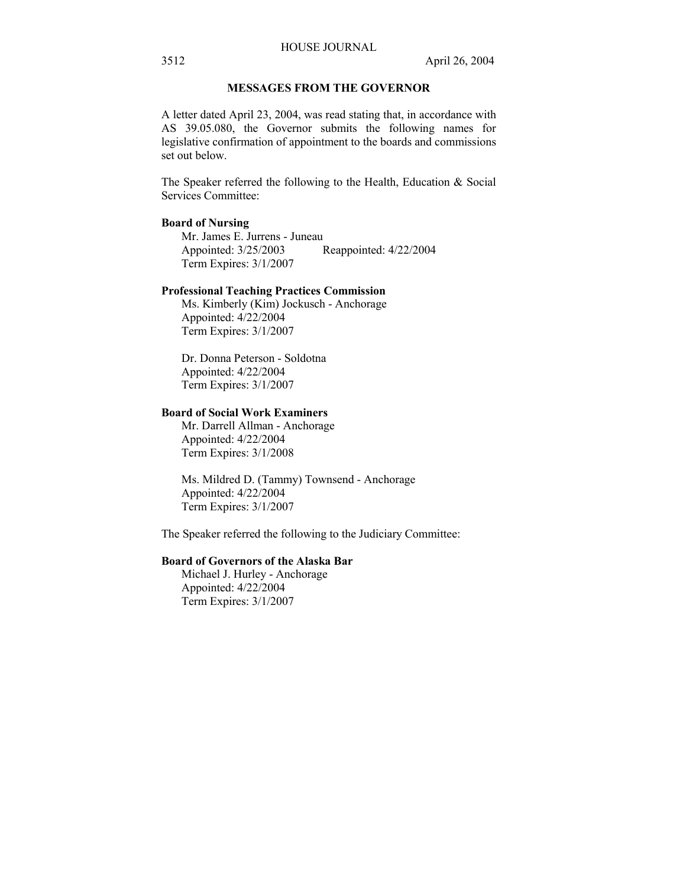## MESSAGES FROM THE GOVERNOR

A letter dated April 23, 2004, was read stating that, in accordance with AS 39.05.080, the Governor submits the following names for legislative confirmation of appointment to the boards and commissions set out below.

The Speaker referred the following to the Health, Education & Social Services Committee:

**Board of Nursing**

Mr. James E. Jurrens - Juneau
Appointed: 3/25/2003 Reappointed: 4/22/2004
Term Expires: 3/1/2007

**Professional Teaching Practices Commission**

Ms. Kimberly (Kim) Jockusch - Anchorage
Appointed: 4/22/2004
Term Expires: 3/1/2007

Dr. Donna Peterson - Soldotna
Appointed: 4/22/2004
Term Expires: 3/1/2007

**Board of Social Work Examiners**

Mr. Darrell Allman - Anchorage
Appointed: 4/22/2004
Term Expires: 3/1/2008

Ms. Mildred D. (Tammy) Townsend - Anchorage
Appointed: 4/22/2004
Term Expires: 3/1/2007

The Speaker referred the following to the Judiciary Committee:

**Board of Governors of the Alaska Bar**

Michael J. Hurley - Anchorage
Appointed: 4/22/2004
Term Expires: 3/1/2007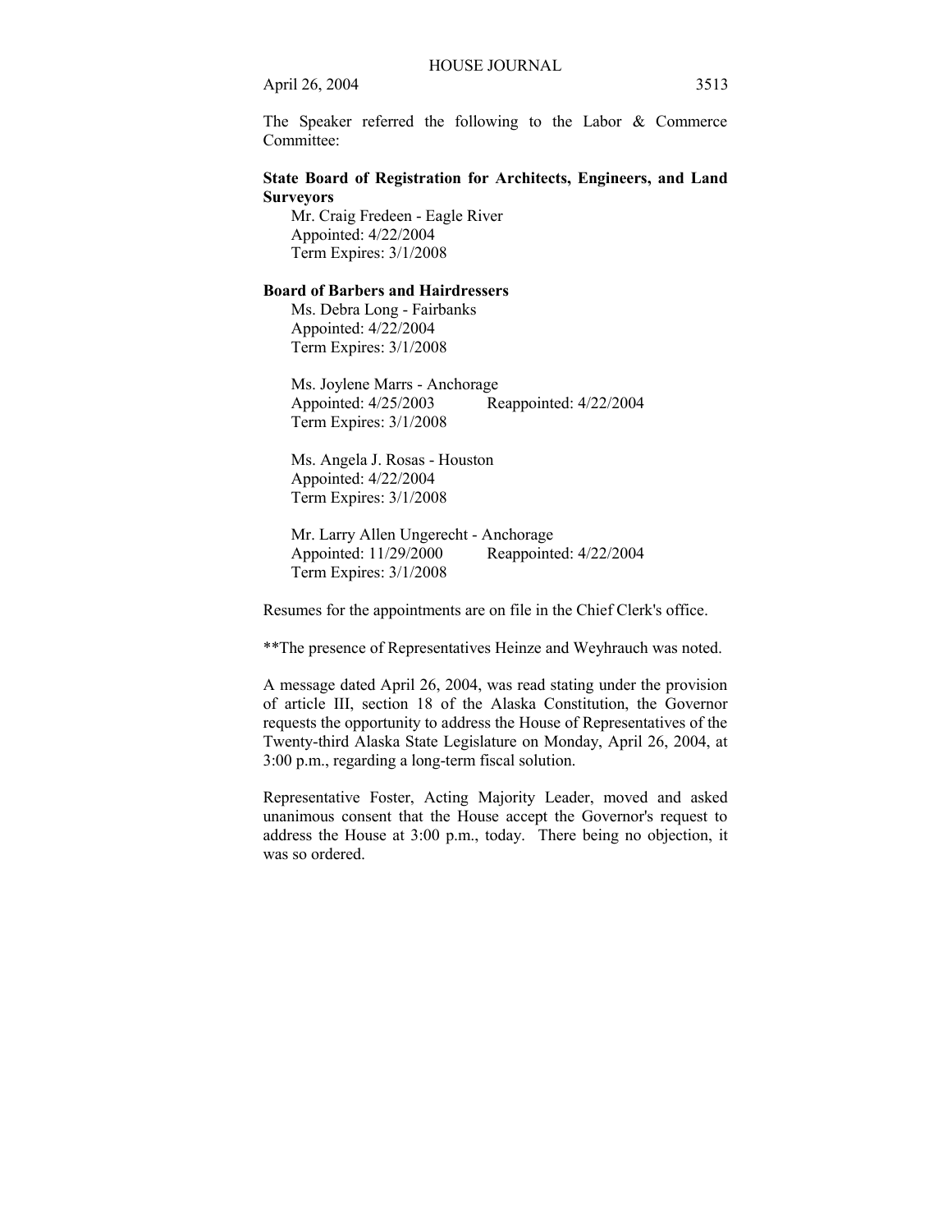The Speaker referred the following to the Labor & Commerce Committee:

**State Board of Registration for Architects, Engineers, and Land Surveyors**

Mr. Craig Fredeen - Eagle River
Appointed: 4/22/2004
Term Expires: 3/1/2008

**Board of Barbers and Hairdressers**

Ms. Debra Long - Fairbanks
Appointed: 4/22/2004
Term Expires: 3/1/2008

Ms. Joylene Marrs - Anchorage
Appointed: 4/25/2003 Reappointed: 4/22/2004
Term Expires: 3/1/2008

Ms. Angela J. Rosas - Houston
Appointed: 4/22/2004
Term Expires: 3/1/2008

Mr. Larry Allen Ungerecht - Anchorage
Appointed: 11/29/2000 Reappointed: 4/22/2004
Term Expires: 3/1/2008

Resumes for the appointments are on file in the Chief Clerk's office.

**The presence of Representatives Heinze and Weyhrauch was noted.

A message dated April 26, 2004, was read stating under the provision of article III, section 18 of the Alaska Constitution, the Governor requests the opportunity to address the House of Representatives of the Twenty-third Alaska State Legislature on Monday, April 26, 2004, at 3:00 p.m., regarding a long-term fiscal solution.

Representative Foster, Acting Majority Leader, moved and asked unanimous consent that the House accept the Governor's request to address the House at 3:00 p.m., today. There being no objection, it was so ordered.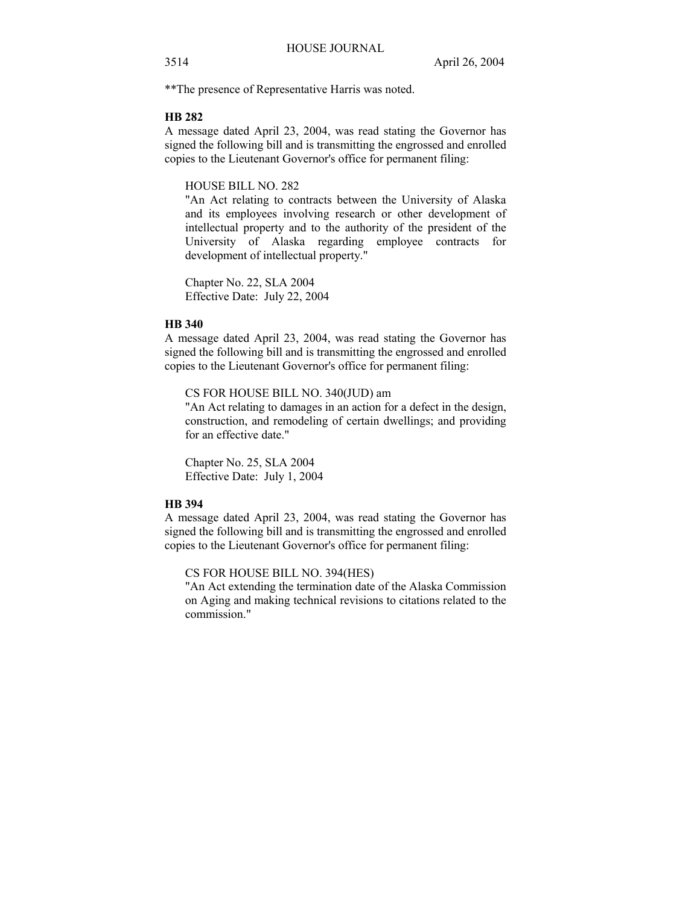**The presence of Representative Harris was noted.

**HB 282**

A message dated April 23, 2004, was read stating the Governor has signed the following bill and is transmitting the engrossed and enrolled copies to the Lieutenant Governor's office for permanent filing:

HOUSE BILL NO. 282
"An Act relating to contracts between the University of Alaska and its employees involving research or other development of intellectual property and to the authority of the president of the University of Alaska regarding employee contracts for development of intellectual property."

Chapter No. 22, SLA 2004
Effective Date: July 22, 2004

**HB 340**

A message dated April 23, 2004, was read stating the Governor has signed the following bill and is transmitting the engrossed and enrolled copies to the Lieutenant Governor's office for permanent filing:

CS FOR HOUSE BILL NO. 340(JUD) am
"An Act relating to damages in an action for a defect in the design, construction, and remodeling of certain dwellings; and providing for an effective date."

Chapter No. 25, SLA 2004
Effective Date: July 1, 2004

**HB 394**

A message dated April 23, 2004, was read stating the Governor has signed the following bill and is transmitting the engrossed and enrolled copies to the Lieutenant Governor's office for permanent filing:

CS FOR HOUSE BILL NO. 394(HES)
"An Act extending the termination date of the Alaska Commission on Aging and making technical revisions to citations related to the commission."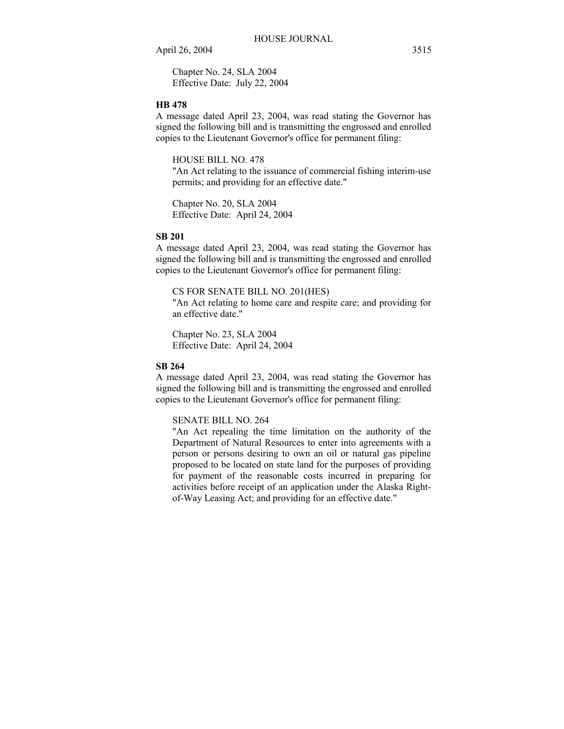Chapter No. 24, SLA 2004
Effective Date: July 22, 2004

**HB 478**

A message dated April 23, 2004, was read stating the Governor has signed the following bill and is transmitting the engrossed and enrolled copies to the Lieutenant Governor's office for permanent filing:

HOUSE BILL NO. 478
"An Act relating to the issuance of commercial fishing interim-use permits; and providing for an effective date."

Chapter No. 20, SLA 2004
Effective Date: April 24, 2004

**SB 201**

A message dated April 23, 2004, was read stating the Governor has signed the following bill and is transmitting the engrossed and enrolled copies to the Lieutenant Governor's office for permanent filing:

CS FOR SENATE BILL NO. 201(HES)
"An Act relating to home care and respite care; and providing for an effective date."

Chapter No. 23, SLA 2004
Effective Date: April 24, 2004

**SB 264**

A message dated April 23, 2004, was read stating the Governor has signed the following bill and is transmitting the engrossed and enrolled copies to the Lieutenant Governor's office for permanent filing:

SENATE BILL NO. 264
"An Act repealing the time limitation on the authority of the Department of Natural Resources to enter into agreements with a person or persons desiring to own an oil or natural gas pipeline proposed to be located on state land for the purposes of providing for payment of the reasonable costs incurred in preparing for activities before receipt of an application under the Alaska Right-of-Way Leasing Act; and providing for an effective date."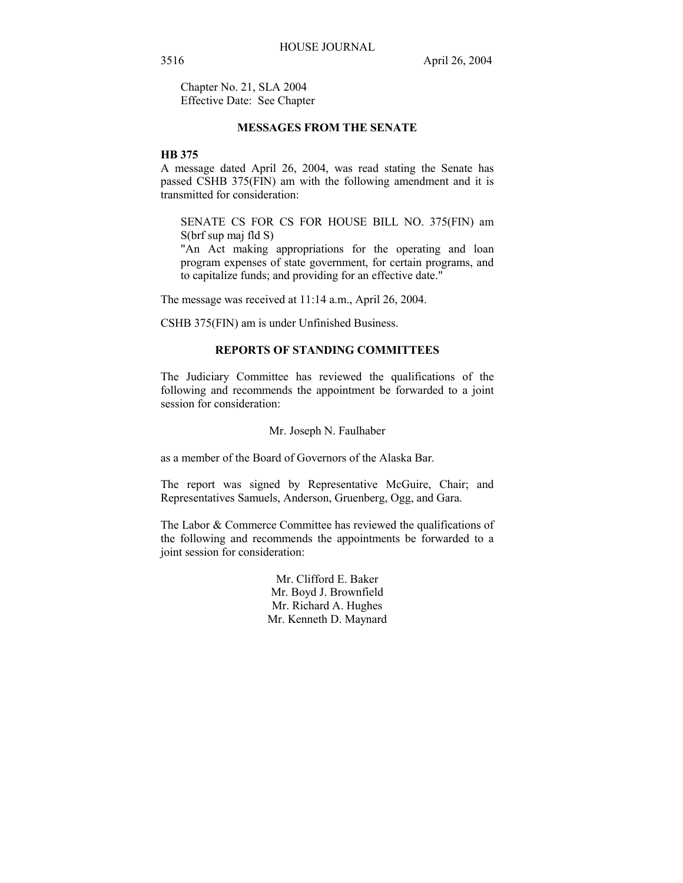Chapter No. 21, SLA 2004
Effective Date: See Chapter

## MESSAGES FROM THE SENATE

**HB 375**

A message dated April 26, 2004, was read stating the Senate has passed CSHB 375(FIN) am with the following amendment and it is transmitted for consideration:

SENATE CS FOR CS FOR HOUSE BILL NO. 375(FIN) am S(brf sup maj fld S)
"An Act making appropriations for the operating and loan program expenses of state government, for certain programs, and to capitalize funds; and providing for an effective date."

The message was received at 11:14 a.m., April 26, 2004.

CSHB 375(FIN) am is under Unfinished Business.

## REPORTS OF STANDING COMMITTEES

The Judiciary Committee has reviewed the qualifications of the following and recommends the appointment be forwarded to a joint session for consideration:

Mr. Joseph N. Faulhaber

as a member of the Board of Governors of the Alaska Bar.

The report was signed by Representative McGuire, Chair; and Representatives Samuels, Anderson, Gruenberg, Ogg, and Gara.

The Labor & Commerce Committee has reviewed the qualifications of the following and recommends the appointments be forwarded to a joint session for consideration:

Mr. Clifford E. Baker
Mr. Boyd J. Brownfield
Mr. Richard A. Hughes
Mr. Kenneth D. Maynard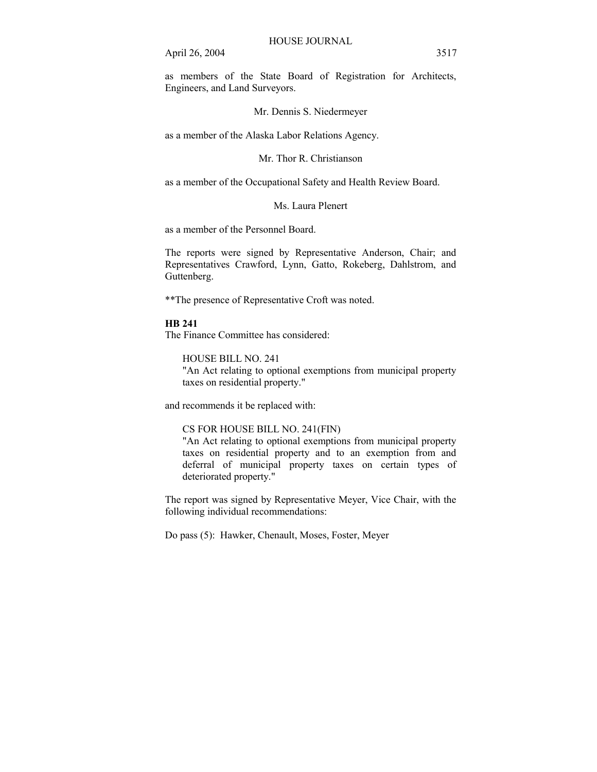as members of the State Board of Registration for Architects, Engineers, and Land Surveyors.

Mr. Dennis S. Niedermeyer

as a member of the Alaska Labor Relations Agency.

Mr. Thor R. Christianson

as a member of the Occupational Safety and Health Review Board.

Ms. Laura Plenert

as a member of the Personnel Board.

The reports were signed by Representative Anderson, Chair; and Representatives Crawford, Lynn, Gatto, Rokeberg, Dahlstrom, and Guttenberg.

**The presence of Representative Croft was noted.

**HB 241**

The Finance Committee has considered:

HOUSE BILL NO. 241
"An Act relating to optional exemptions from municipal property taxes on residential property."

and recommends it be replaced with:

CS FOR HOUSE BILL NO. 241(FIN)
"An Act relating to optional exemptions from municipal property taxes on residential property and to an exemption from and deferral of municipal property taxes on certain types of deteriorated property."

The report was signed by Representative Meyer, Vice Chair, with the following individual recommendations:

Do pass (5): Hawker, Chenault, Moses, Foster, Meyer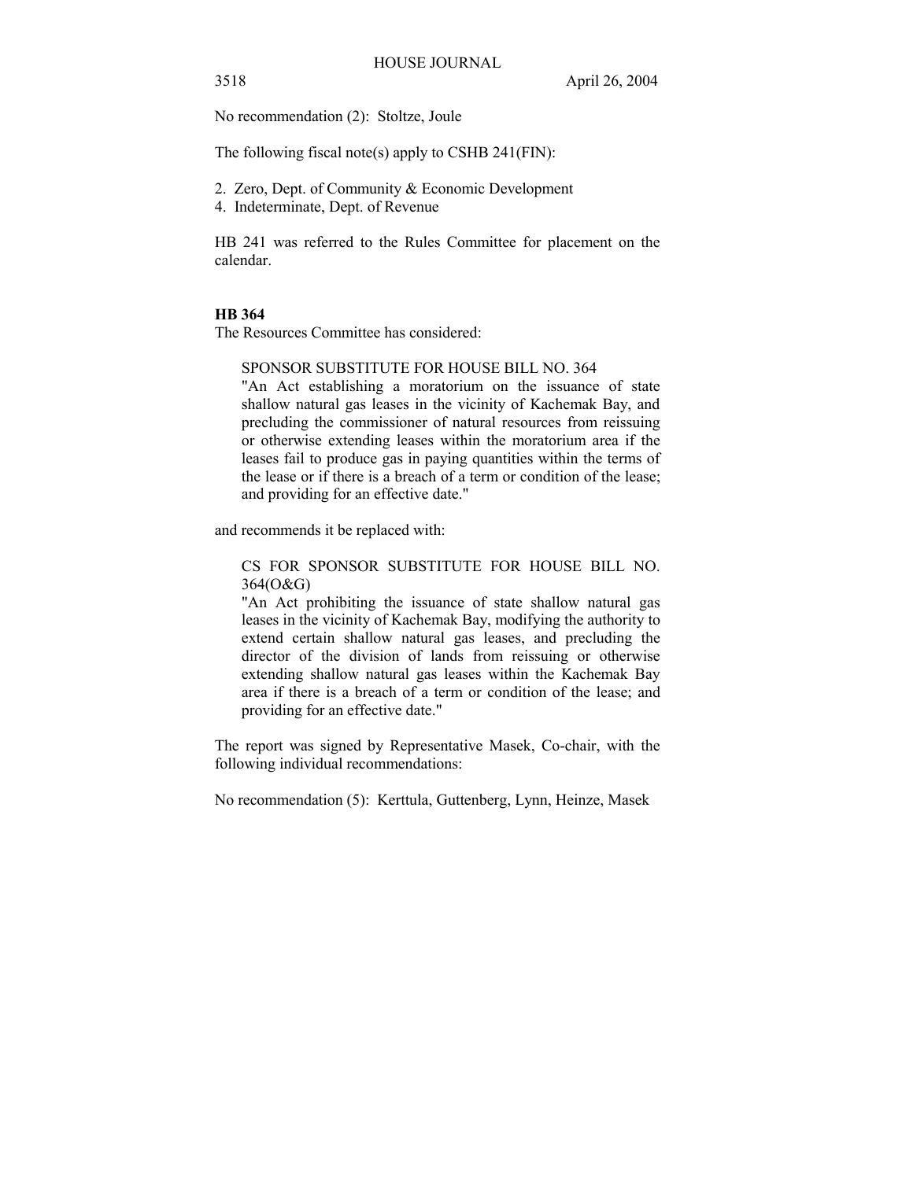No recommendation (2): Stoltze, Joule

The following fiscal note(s) apply to CSHB 241(FIN):

2. Zero, Dept. of Community & Economic Development
4. Indeterminate, Dept. of Revenue

HB 241 was referred to the Rules Committee for placement on the calendar.

**HB 364**

The Resources Committee has considered:

> SPONSOR SUBSTITUTE FOR HOUSE BILL NO. 364
> "An Act establishing a moratorium on the issuance of state shallow natural gas leases in the vicinity of Kachemak Bay, and precluding the commissioner of natural resources from reissuing or otherwise extending leases within the moratorium area if the leases fail to produce gas in paying quantities within the terms of the lease or if there is a breach of a term or condition of the lease; and providing for an effective date."

and recommends it be replaced with:

> CS FOR SPONSOR SUBSTITUTE FOR HOUSE BILL NO. 364(O&G)
> "An Act prohibiting the issuance of state shallow natural gas leases in the vicinity of Kachemak Bay, modifying the authority to extend certain shallow natural gas leases, and precluding the director of the division of lands from reissuing or otherwise extending shallow natural gas leases within the Kachemak Bay area if there is a breach of a term or condition of the lease; and providing for an effective date."

The report was signed by Representative Masek, Co-chair, with the following individual recommendations:

No recommendation (5): Kerttula, Guttenberg, Lynn, Heinze, Masek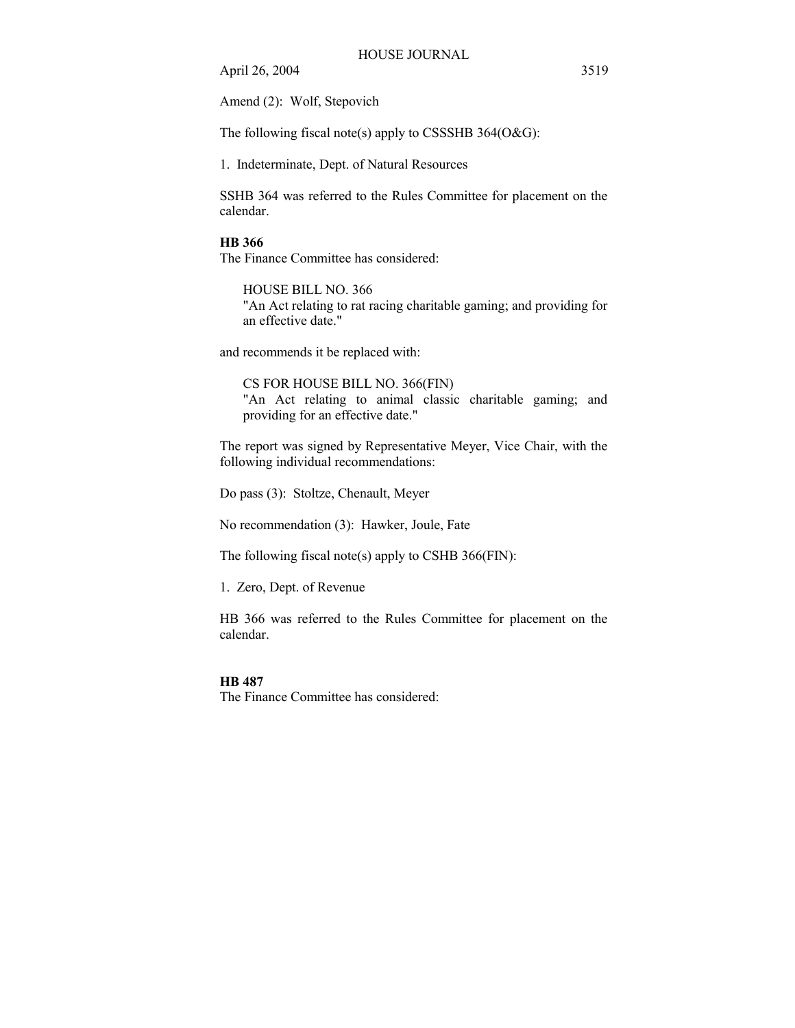Amend (2):  Wolf, Stepovich

The following fiscal note(s) apply to CSSSHB 364(O&G):

1.  Indeterminate, Dept. of Natural Resources

SSHB 364 was referred to the Rules Committee for placement on the calendar.

**HB 366**

The Finance Committee has considered:

> HOUSE BILL NO. 366
> "An Act relating to rat racing charitable gaming; and providing for an effective date."

and recommends it be replaced with:

> CS FOR HOUSE BILL NO. 366(FIN)
> "An Act relating to animal classic charitable gaming; and providing for an effective date."

The report was signed by Representative Meyer, Vice Chair, with the following individual recommendations:

Do pass (3):  Stoltze, Chenault, Meyer

No recommendation (3):  Hawker, Joule, Fate

The following fiscal note(s) apply to CSHB 366(FIN):

1.  Zero, Dept. of Revenue

HB 366 was referred to the Rules Committee for placement on the calendar.

**HB 487**

The Finance Committee has considered: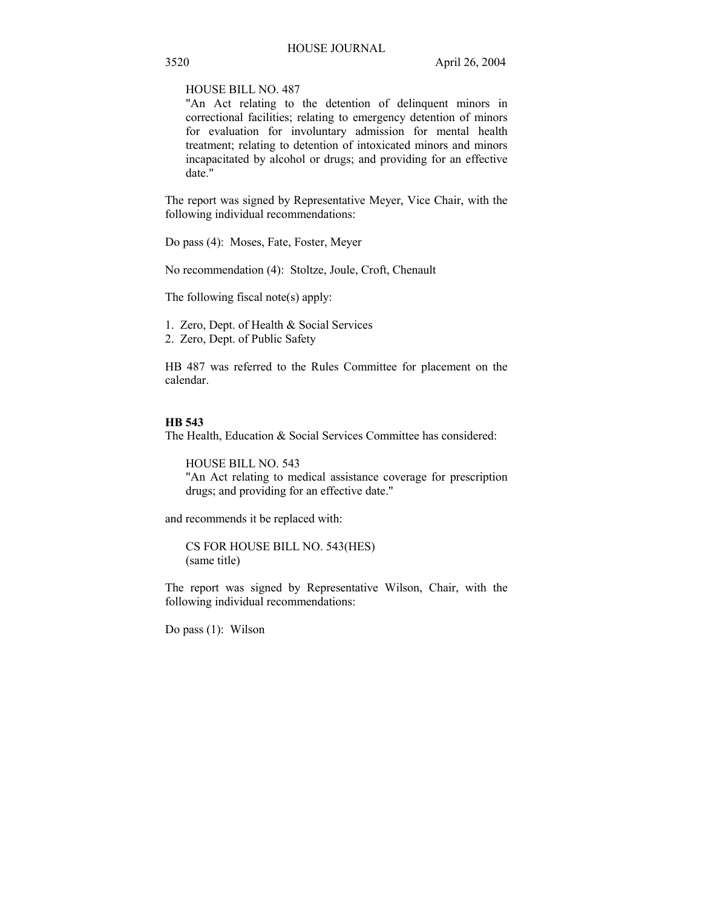HOUSE BILL NO. 487
"An Act relating to the detention of delinquent minors in correctional facilities; relating to emergency detention of minors for evaluation for involuntary admission for mental health treatment; relating to detention of intoxicated minors and minors incapacitated by alcohol or drugs; and providing for an effective date."

The report was signed by Representative Meyer, Vice Chair, with the following individual recommendations:

Do pass (4): Moses, Fate, Foster, Meyer

No recommendation (4): Stoltze, Joule, Croft, Chenault

The following fiscal note(s) apply:

1. Zero, Dept. of Health & Social Services
2. Zero, Dept. of Public Safety

HB 487 was referred to the Rules Committee for placement on the calendar.

**HB 543**

The Health, Education & Social Services Committee has considered:

HOUSE BILL NO. 543
"An Act relating to medical assistance coverage for prescription drugs; and providing for an effective date."

and recommends it be replaced with:

CS FOR HOUSE BILL NO. 543(HES)
(same title)

The report was signed by Representative Wilson, Chair, with the following individual recommendations:

Do pass (1): Wilson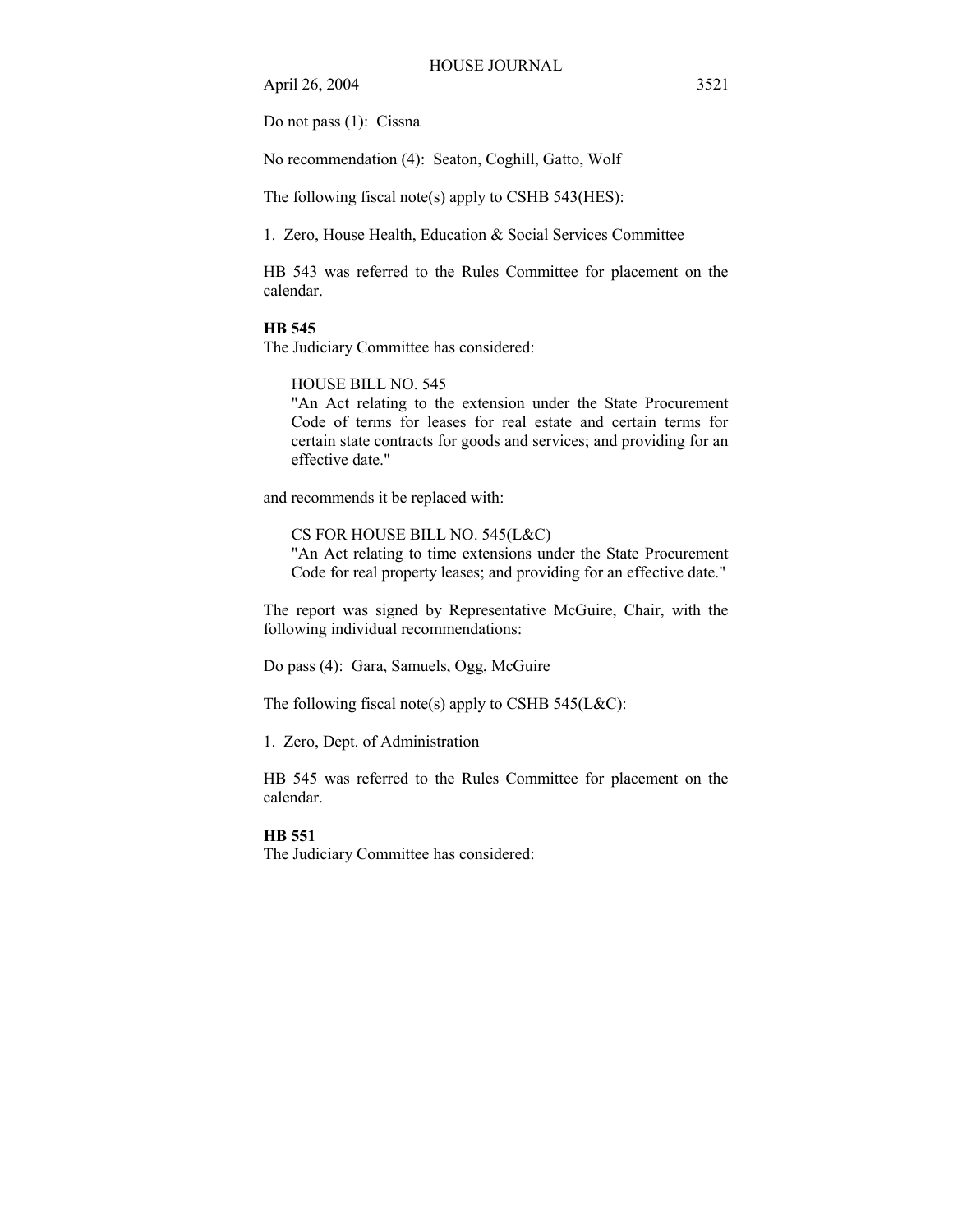Do not pass (1): Cissna

No recommendation (4): Seaton, Coghill, Gatto, Wolf

The following fiscal note(s) apply to CSHB 543(HES):

1. Zero, House Health, Education & Social Services Committee

HB 543 was referred to the Rules Committee for placement on the calendar.

**HB 545**

The Judiciary Committee has considered:

> HOUSE BILL NO. 545
> "An Act relating to the extension under the State Procurement Code of terms for leases for real estate and certain terms for certain state contracts for goods and services; and providing for an effective date."

and recommends it be replaced with:

> CS FOR HOUSE BILL NO. 545(L&C)
> "An Act relating to time extensions under the State Procurement Code for real property leases; and providing for an effective date."

The report was signed by Representative McGuire, Chair, with the following individual recommendations:

Do pass (4): Gara, Samuels, Ogg, McGuire

The following fiscal note(s) apply to CSHB 545(L&C):

1. Zero, Dept. of Administration

HB 545 was referred to the Rules Committee for placement on the calendar.

**HB 551**

The Judiciary Committee has considered: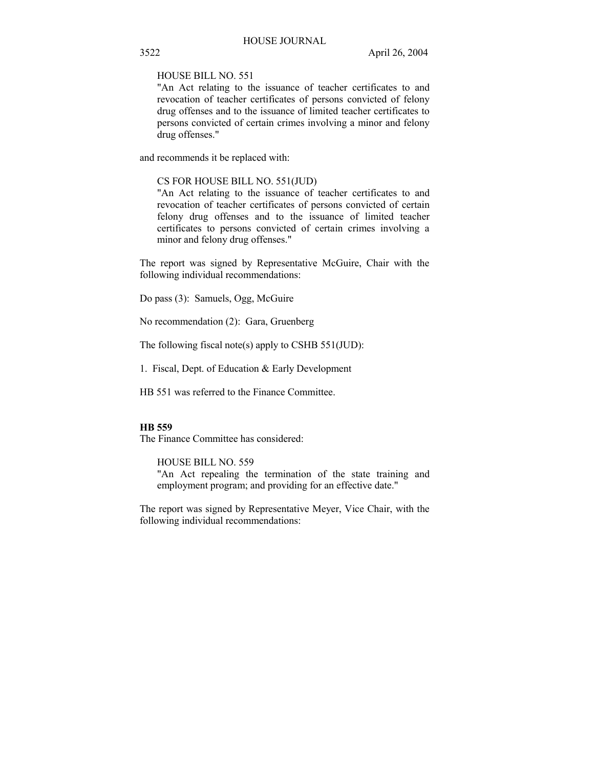HOUSE BILL NO. 551
"An Act relating to the issuance of teacher certificates to and revocation of teacher certificates of persons convicted of felony drug offenses and to the issuance of limited teacher certificates to persons convicted of certain crimes involving a minor and felony drug offenses."

and recommends it be replaced with:

CS FOR HOUSE BILL NO. 551(JUD)
"An Act relating to the issuance of teacher certificates to and revocation of teacher certificates of persons convicted of certain felony drug offenses and to the issuance of limited teacher certificates to persons convicted of certain crimes involving a minor and felony drug offenses."

The report was signed by Representative McGuire, Chair with the following individual recommendations:

Do pass (3): Samuels, Ogg, McGuire

No recommendation (2): Gara, Gruenberg

The following fiscal note(s) apply to CSHB 551(JUD):

1. Fiscal, Dept. of Education & Early Development

HB 551 was referred to the Finance Committee.

**HB 559**

The Finance Committee has considered:

HOUSE BILL NO. 559
"An Act repealing the termination of the state training and employment program; and providing for an effective date."

The report was signed by Representative Meyer, Vice Chair, with the following individual recommendations: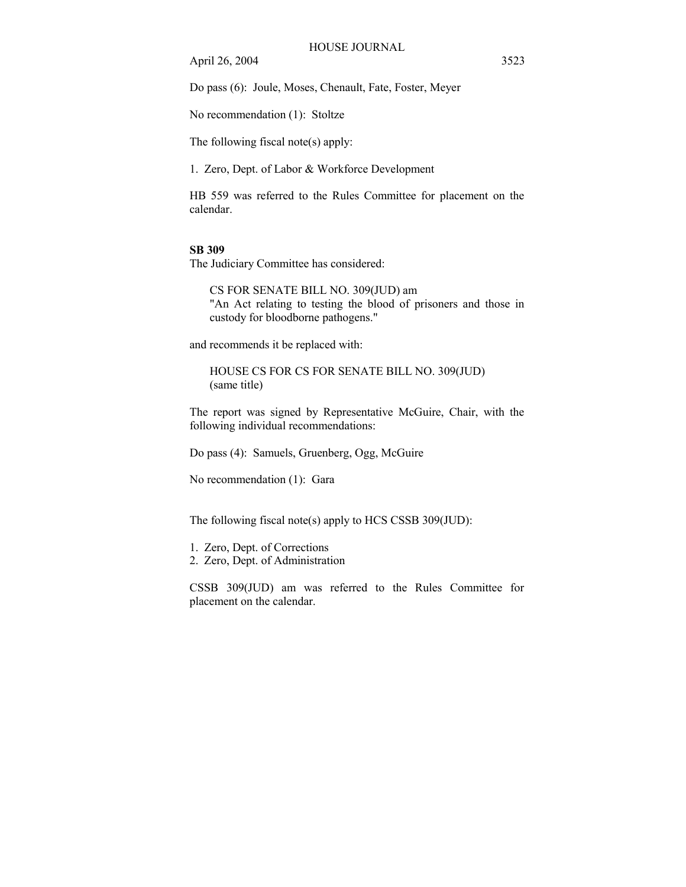Do pass (6): Joule, Moses, Chenault, Fate, Foster, Meyer

No recommendation (1): Stoltze

The following fiscal note(s) apply:

1. Zero, Dept. of Labor & Workforce Development

HB 559 was referred to the Rules Committee for placement on the calendar.

**SB 309**

The Judiciary Committee has considered:

> CS FOR SENATE BILL NO. 309(JUD) am
> "An Act relating to testing the blood of prisoners and those in custody for bloodborne pathogens."

and recommends it be replaced with:

> HOUSE CS FOR CS FOR SENATE BILL NO. 309(JUD)
> (same title)

The report was signed by Representative McGuire, Chair, with the following individual recommendations:

Do pass (4): Samuels, Gruenberg, Ogg, McGuire

No recommendation (1): Gara

The following fiscal note(s) apply to HCS CSSB 309(JUD):

1. Zero, Dept. of Corrections
2. Zero, Dept. of Administration

CSSB 309(JUD) am was referred to the Rules Committee for placement on the calendar.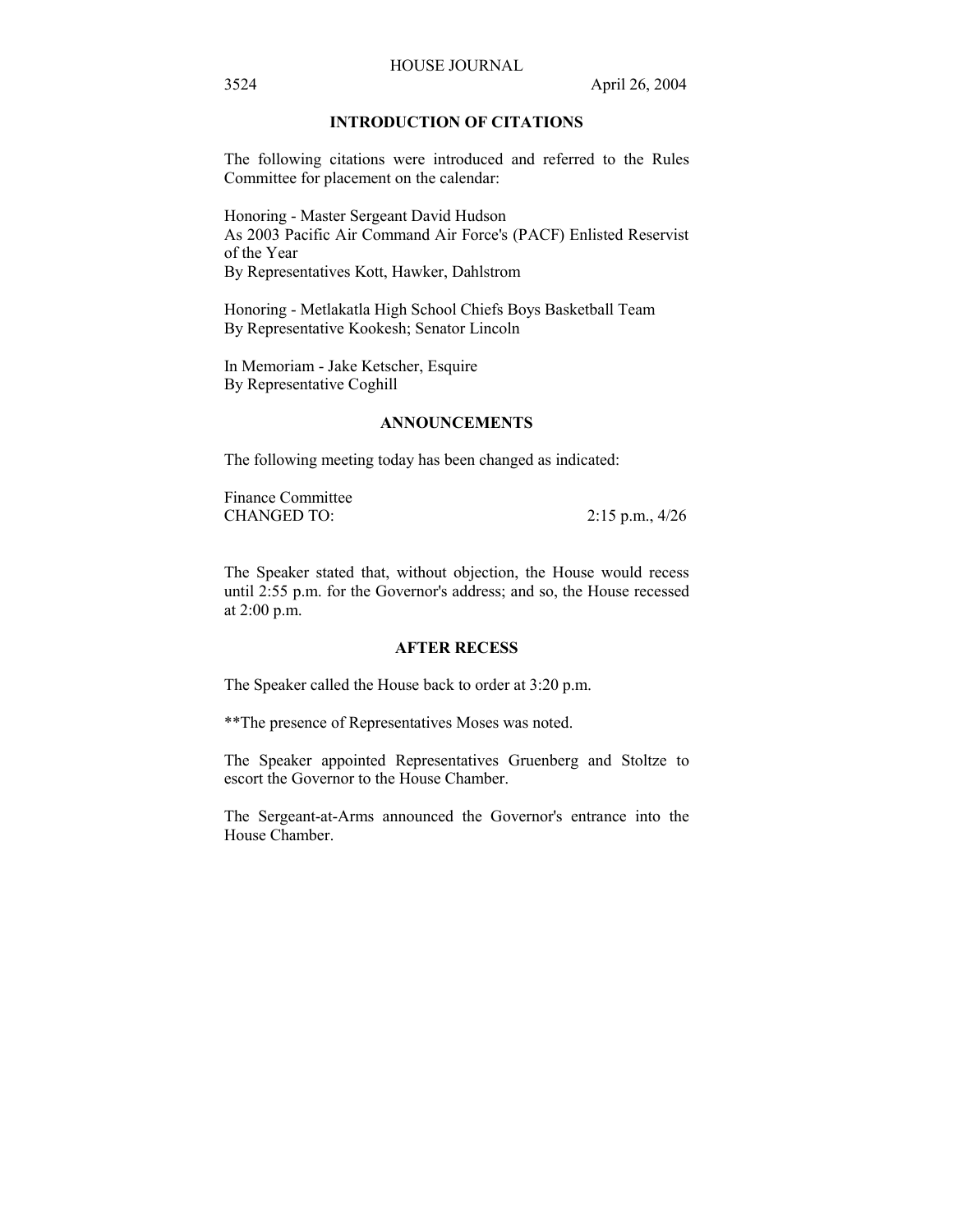## INTRODUCTION OF CITATIONS

The following citations were introduced and referred to the Rules Committee for placement on the calendar:

Honoring - Master Sergeant David Hudson
As 2003 Pacific Air Command Air Force's (PACF) Enlisted Reservist of the Year
By Representatives Kott, Hawker, Dahlstrom

Honoring - Metlakatla High School Chiefs Boys Basketball Team
By Representative Kookesh; Senator Lincoln

In Memoriam - Jake Ketscher, Esquire
By Representative Coghill

## ANNOUNCEMENTS

The following meeting today has been changed as indicated:

Finance Committee
CHANGED TO: 2:15 p.m., 4/26

The Speaker stated that, without objection, the House would recess until 2:55 p.m. for the Governor's address; and so, the House recessed at 2:00 p.m.

## AFTER RECESS

The Speaker called the House back to order at 3:20 p.m.

**The presence of Representatives Moses was noted.

The Speaker appointed Representatives Gruenberg and Stoltze to escort the Governor to the House Chamber.

The Sergeant-at-Arms announced the Governor's entrance into the House Chamber.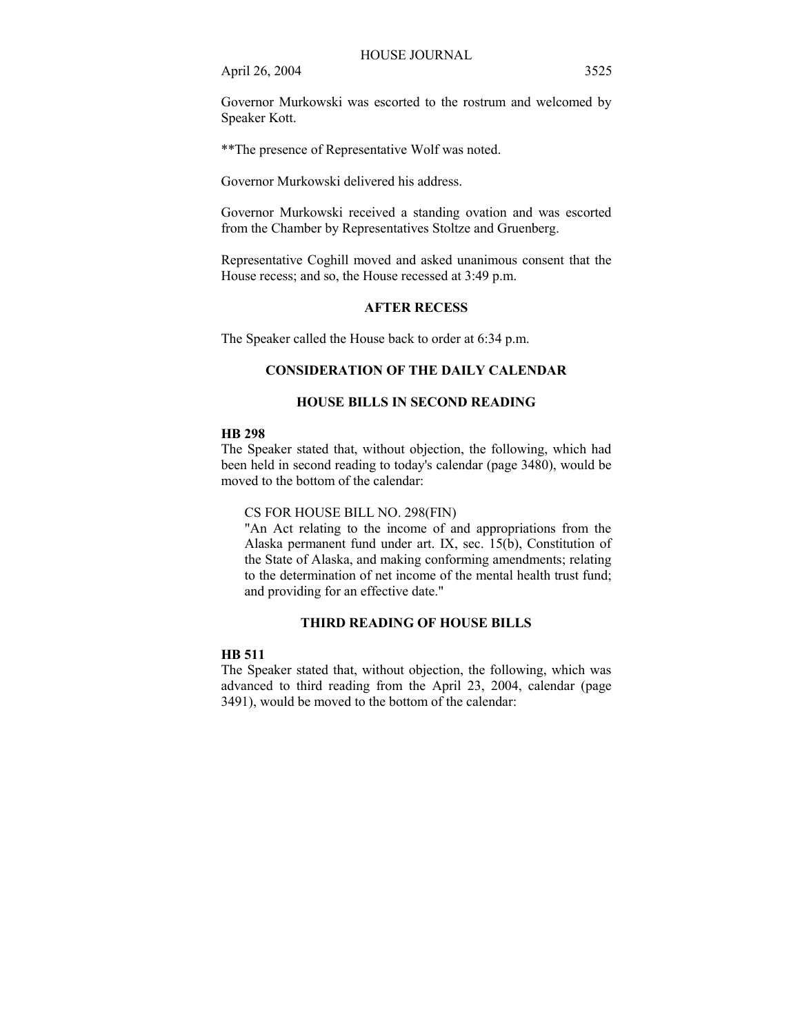Governor Murkowski was escorted to the rostrum and welcomed by Speaker Kott.

**The presence of Representative Wolf was noted.

Governor Murkowski delivered his address.

Governor Murkowski received a standing ovation and was escorted from the Chamber by Representatives Stoltze and Gruenberg.

Representative Coghill moved and asked unanimous consent that the House recess; and so, the House recessed at 3:49 p.m.

## AFTER RECESS

The Speaker called the House back to order at 6:34 p.m.

## CONSIDERATION OF THE DAILY CALENDAR

## HOUSE BILLS IN SECOND READING

**HB 298**

The Speaker stated that, without objection, the following, which had been held in second reading to today's calendar (page 3480), would be moved to the bottom of the calendar:

> CS FOR HOUSE BILL NO. 298(FIN)
> "An Act relating to the income of and appropriations from the Alaska permanent fund under art. IX, sec. 15(b), Constitution of the State of Alaska, and making conforming amendments; relating to the determination of net income of the mental health trust fund; and providing for an effective date."

## THIRD READING OF HOUSE BILLS

**HB 511**

The Speaker stated that, without objection, the following, which was advanced to third reading from the April 23, 2004, calendar (page 3491), would be moved to the bottom of the calendar: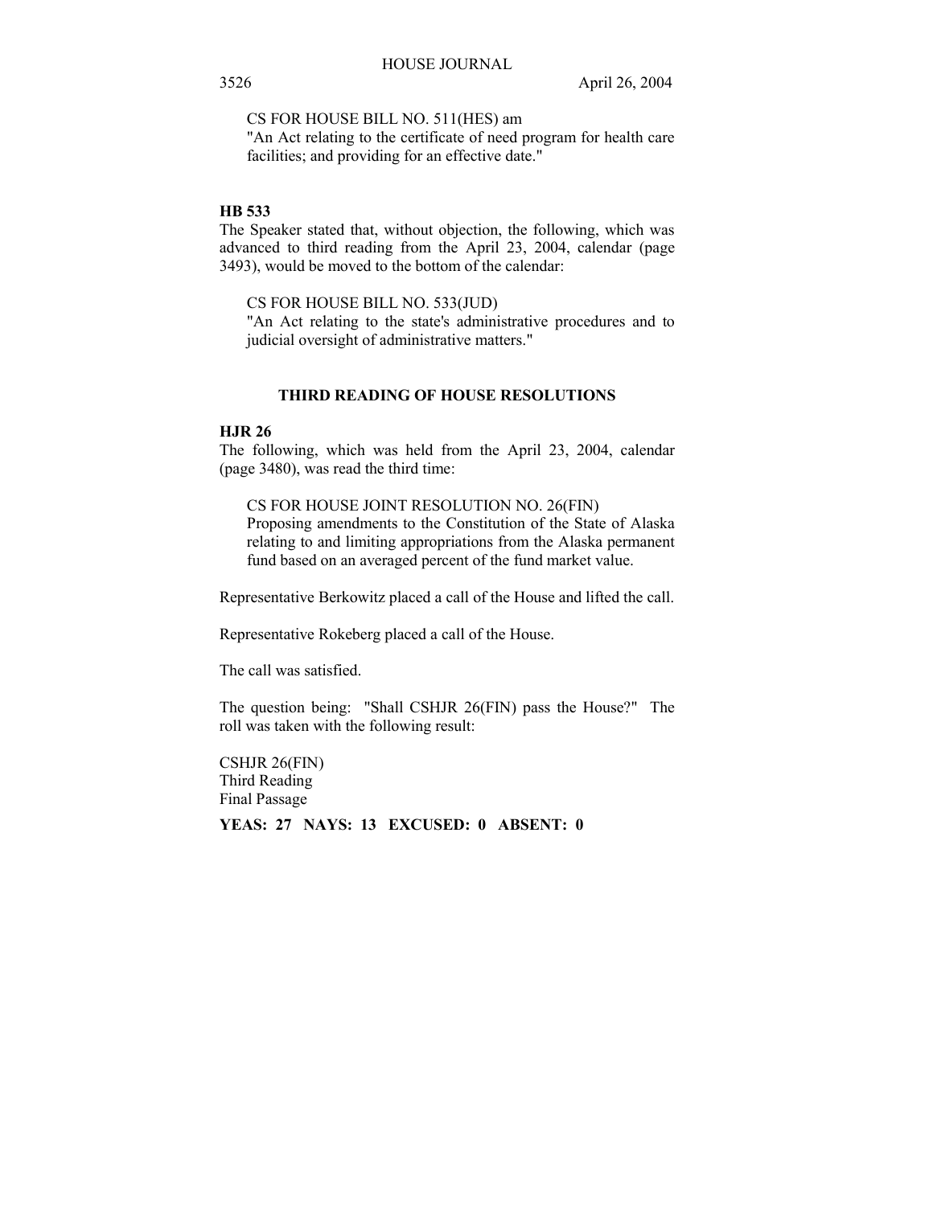CS FOR HOUSE BILL NO. 511(HES) am
"An Act relating to the certificate of need program for health care facilities; and providing for an effective date."

**HB 533**
The Speaker stated that, without objection, the following, which was advanced to third reading from the April 23, 2004, calendar (page 3493), would be moved to the bottom of the calendar:

CS FOR HOUSE BILL NO. 533(JUD)
"An Act relating to the state's administrative procedures and to judicial oversight of administrative matters."

**THIRD READING OF HOUSE RESOLUTIONS**

**HJR 26**
The following, which was held from the April 23, 2004, calendar (page 3480), was read the third time:

CS FOR HOUSE JOINT RESOLUTION NO. 26(FIN)
Proposing amendments to the Constitution of the State of Alaska relating to and limiting appropriations from the Alaska permanent fund based on an averaged percent of the fund market value.

Representative Berkowitz placed a call of the House and lifted the call.

Representative Rokeberg placed a call of the House.

The call was satisfied.

The question being: "Shall CSHJR 26(FIN) pass the House?" The roll was taken with the following result:

CSHJR 26(FIN)
Third Reading
Final Passage

**YEAS: 27 NAYS: 13 EXCUSED: 0 ABSENT: 0**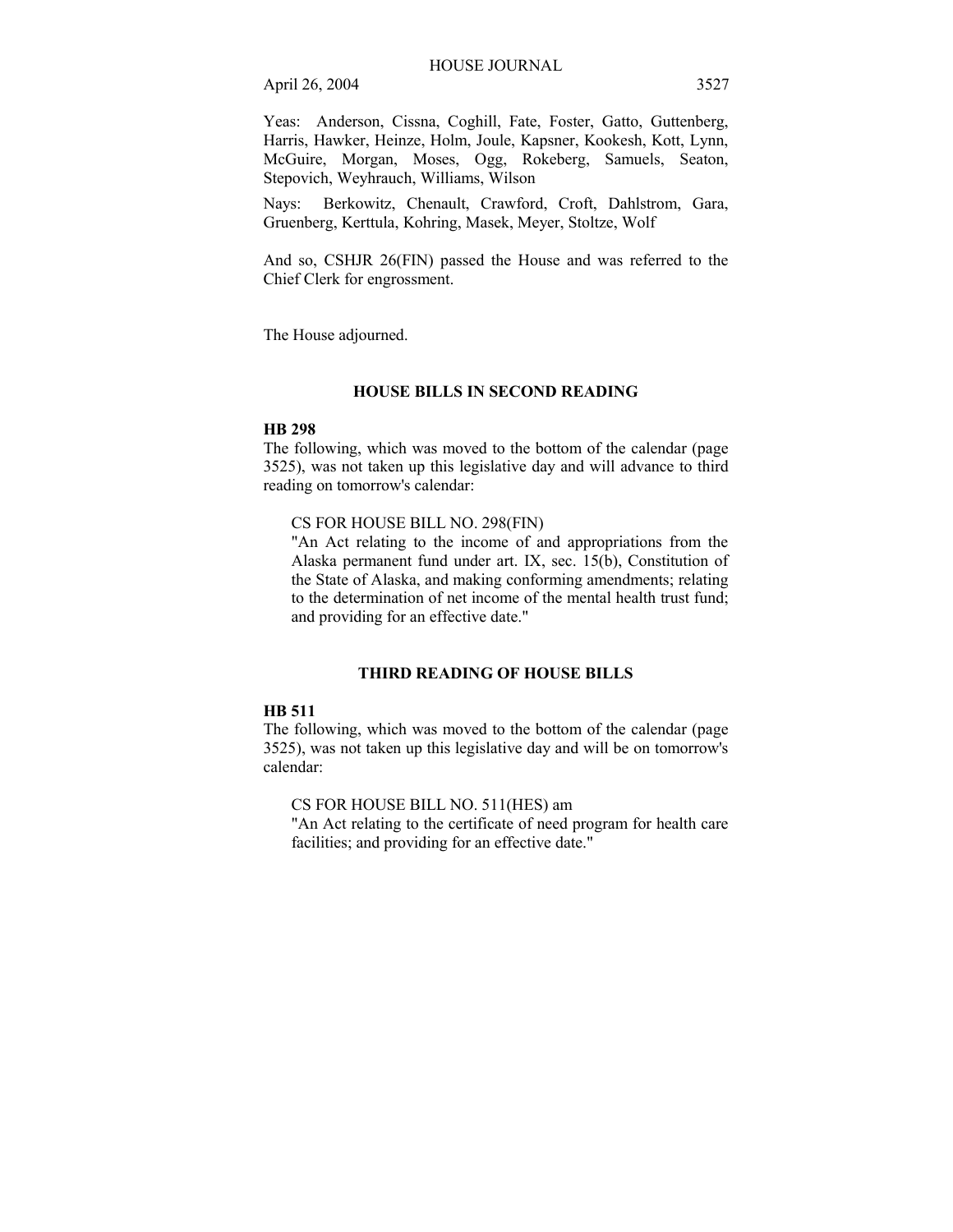Yeas: Anderson, Cissna, Coghill, Fate, Foster, Gatto, Guttenberg, Harris, Hawker, Heinze, Holm, Joule, Kapsner, Kookesh, Kott, Lynn, McGuire, Morgan, Moses, Ogg, Rokeberg, Samuels, Seaton, Stepovich, Weyhrauch, Williams, Wilson

Nays: Berkowitz, Chenault, Crawford, Croft, Dahlstrom, Gara, Gruenberg, Kerttula, Kohring, Masek, Meyer, Stoltze, Wolf

And so, CSHJR 26(FIN) passed the House and was referred to the Chief Clerk for engrossment.

The House adjourned.

## HOUSE BILLS IN SECOND READING

**HB 298**

The following, which was moved to the bottom of the calendar (page 3525), was not taken up this legislative day and will advance to third reading on tomorrow's calendar:

CS FOR HOUSE BILL NO. 298(FIN)
"An Act relating to the income of and appropriations from the Alaska permanent fund under art. IX, sec. 15(b), Constitution of the State of Alaska, and making conforming amendments; relating to the determination of net income of the mental health trust fund; and providing for an effective date."

## THIRD READING OF HOUSE BILLS

**HB 511**

The following, which was moved to the bottom of the calendar (page 3525), was not taken up this legislative day and will be on tomorrow's calendar:

CS FOR HOUSE BILL NO. 511(HES) am
"An Act relating to the certificate of need program for health care facilities; and providing for an effective date."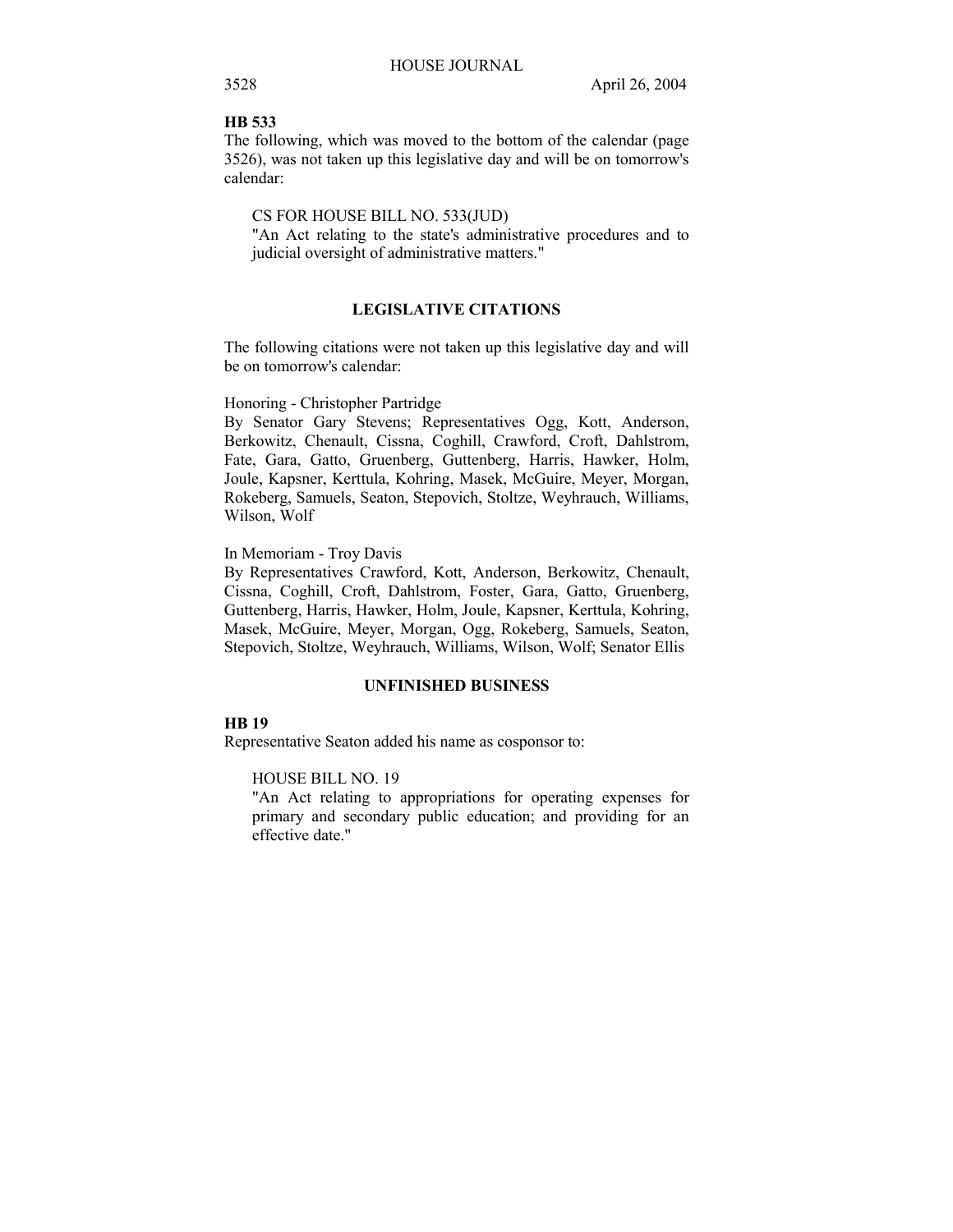**HB 533**

The following, which was moved to the bottom of the calendar (page 3526), was not taken up this legislative day and will be on tomorrow's calendar:

CS FOR HOUSE BILL NO. 533(JUD)
"An Act relating to the state's administrative procedures and to judicial oversight of administrative matters."

## LEGISLATIVE CITATIONS

The following citations were not taken up this legislative day and will be on tomorrow's calendar:

Honoring - Christopher Partridge
By Senator Gary Stevens; Representatives Ogg, Kott, Anderson, Berkowitz, Chenault, Cissna, Coghill, Crawford, Croft, Dahlstrom, Fate, Gara, Gatto, Gruenberg, Guttenberg, Harris, Hawker, Holm, Joule, Kapsner, Kerttula, Kohring, Masek, McGuire, Meyer, Morgan, Rokeberg, Samuels, Seaton, Stepovich, Stoltze, Weyhrauch, Williams, Wilson, Wolf

In Memoriam - Troy Davis
By Representatives Crawford, Kott, Anderson, Berkowitz, Chenault, Cissna, Coghill, Croft, Dahlstrom, Foster, Gara, Gatto, Gruenberg, Guttenberg, Harris, Hawker, Holm, Joule, Kapsner, Kerttula, Kohring, Masek, McGuire, Meyer, Morgan, Ogg, Rokeberg, Samuels, Seaton, Stepovich, Stoltze, Weyhrauch, Williams, Wilson, Wolf; Senator Ellis

## UNFINISHED BUSINESS

**HB 19**

Representative Seaton added his name as cosponsor to:

HOUSE BILL NO. 19
"An Act relating to appropriations for operating expenses for primary and secondary public education; and providing for an effective date."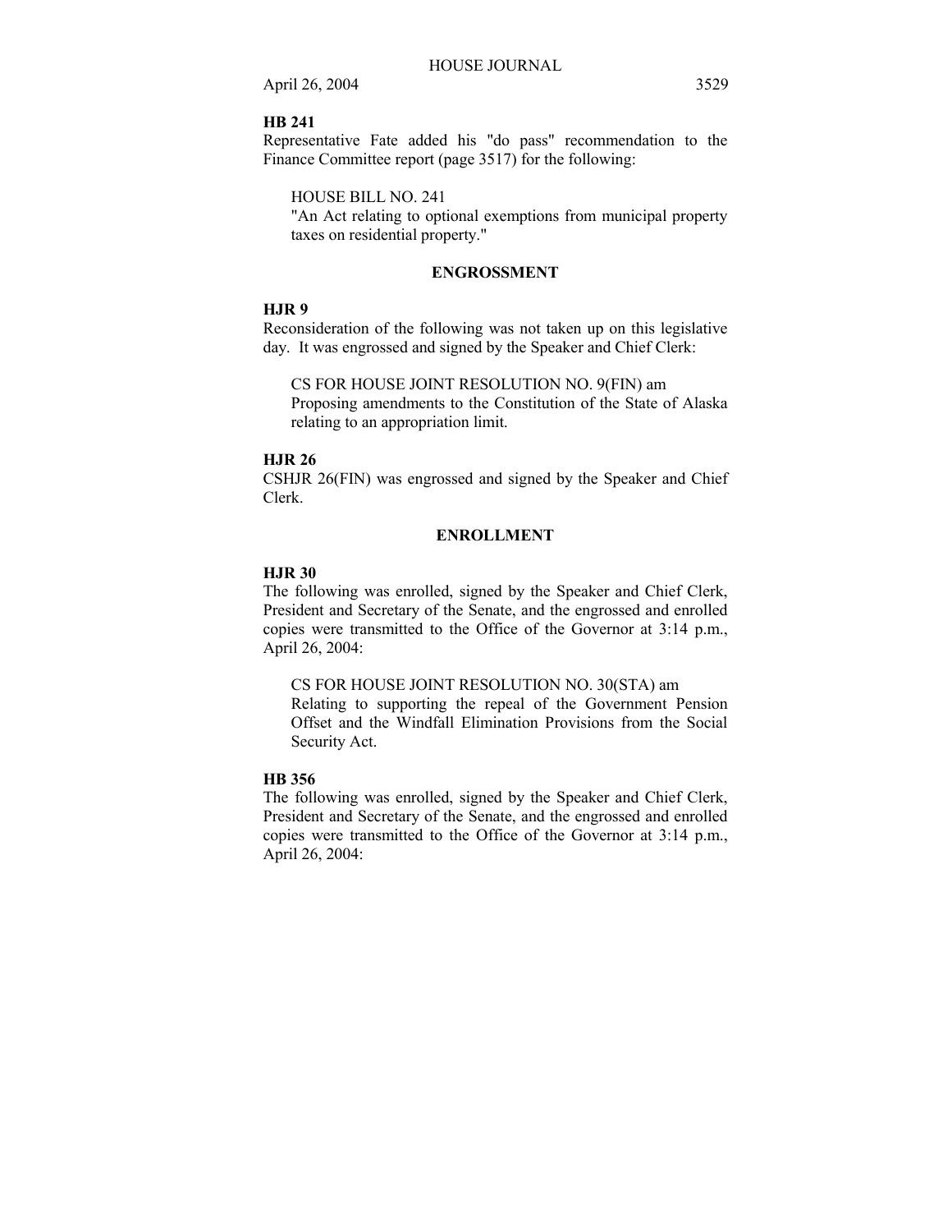**HB 241**

Representative Fate added his "do pass" recommendation to the Finance Committee report (page 3517) for the following:

> HOUSE BILL NO. 241
> "An Act relating to optional exemptions from municipal property taxes on residential property."

## ENGROSSMENT

**HJR 9**

Reconsideration of the following was not taken up on this legislative day. It was engrossed and signed by the Speaker and Chief Clerk:

> CS FOR HOUSE JOINT RESOLUTION NO. 9(FIN) am
> Proposing amendments to the Constitution of the State of Alaska relating to an appropriation limit.

**HJR 26**

CSHJR 26(FIN) was engrossed and signed by the Speaker and Chief Clerk.

## ENROLLMENT

**HJR 30**

The following was enrolled, signed by the Speaker and Chief Clerk, President and Secretary of the Senate, and the engrossed and enrolled copies were transmitted to the Office of the Governor at 3:14 p.m., April 26, 2004:

> CS FOR HOUSE JOINT RESOLUTION NO. 30(STA) am
> Relating to supporting the repeal of the Government Pension Offset and the Windfall Elimination Provisions from the Social Security Act.

**HB 356**

The following was enrolled, signed by the Speaker and Chief Clerk, President and Secretary of the Senate, and the engrossed and enrolled copies were transmitted to the Office of the Governor at 3:14 p.m., April 26, 2004: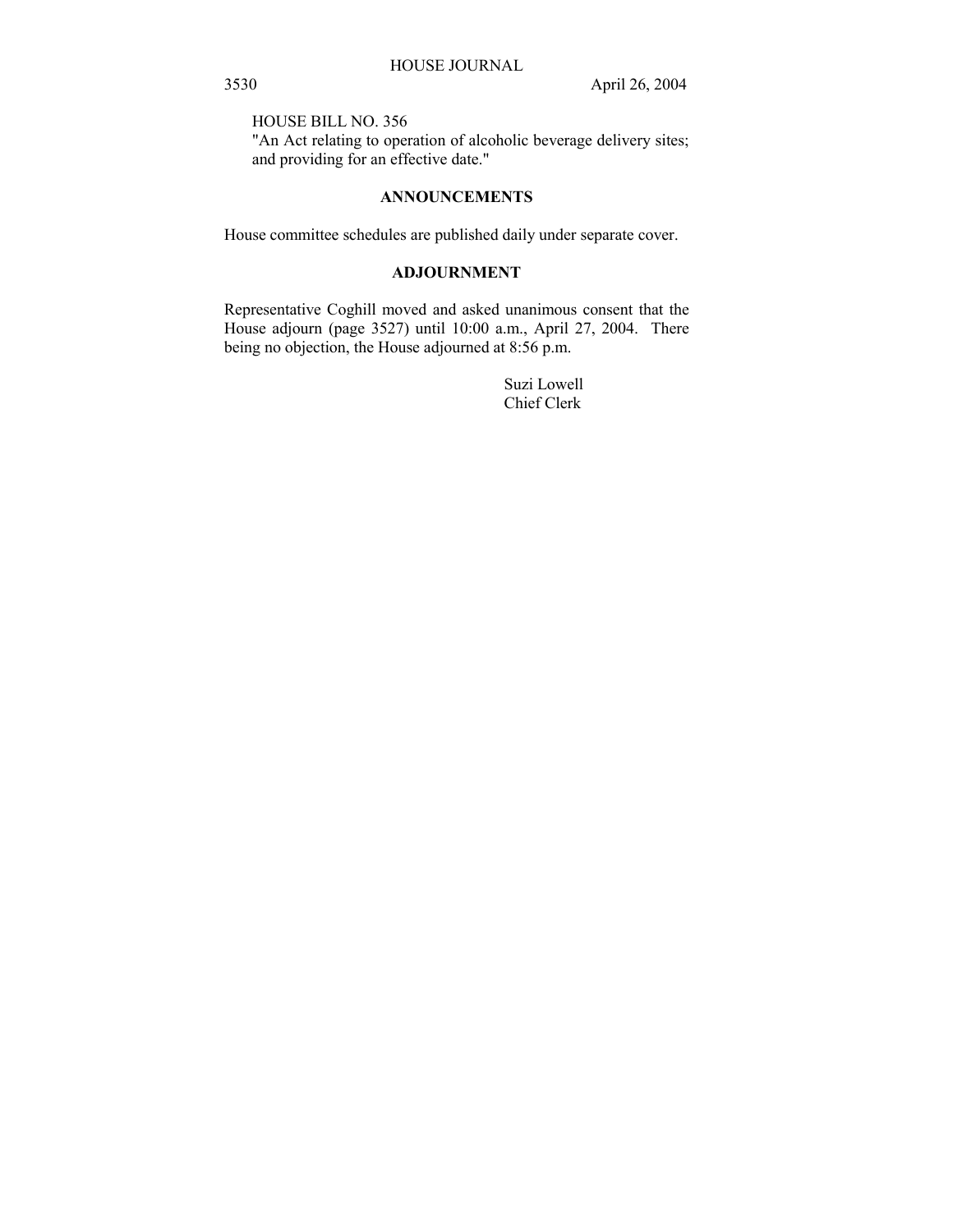HOUSE BILL NO. 356
"An Act relating to operation of alcoholic beverage delivery sites; and providing for an effective date."

## ANNOUNCEMENTS

House committee schedules are published daily under separate cover.

## ADJOURNMENT

Representative Coghill moved and asked unanimous consent that the House adjourn (page 3527) until 10:00 a.m., April 27, 2004. There being no objection, the House adjourned at 8:56 p.m.

Suzi Lowell
Chief Clerk